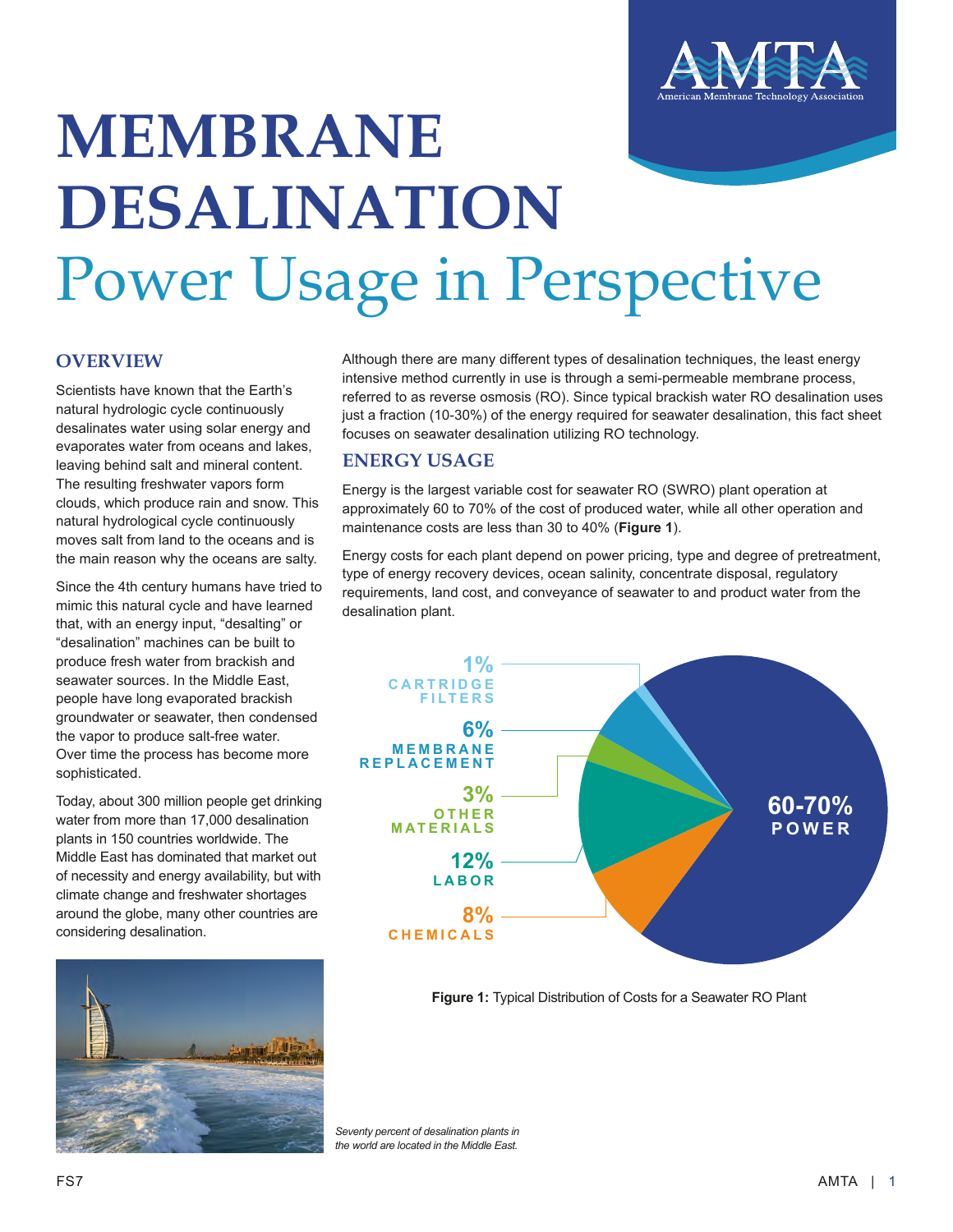# MEMBRANE DESALINATION

## Power Usage in Perspective

### OVERVIEW

Scientists have known that the Earth's natural hydrologic cycle continuously desalinates water using solar energy and evaporates water from oceans and lakes, leaving behind salt and mineral content. The resulting freshwater vapors form clouds, which produce rain and snow. This natural hydrological cycle continuously moves salt from land to the oceans and is the main reason why the oceans are salty.

Since the 4th century humans have tried to mimic this natural cycle and have learned that, with an energy input, "desalting" or "desalination" machines can be built to produce fresh water from brackish and seawater sources. In the Middle East, people have long evaporated brackish groundwater or seawater, then condensed the vapor to produce salt-free water. Over time the process has become more sophisticated.

Today, about 300 million people get drinking water from more than 17,000 desalination plants in 150 countries worldwide. The Middle East has dominated that market out of necessity and energy availability, but with climate change and freshwater shortages around the globe, many other countries are considering desalination.

*Seventy percent of desalination plants in the world are located in the Middle East.*

Although there are many different types of desalination techniques, the least energy intensive method currently in use is through a semi-permeable membrane process, referred to as reverse osmosis (RO). Since typical brackish water RO desalination uses just a fraction (10-30%) of the energy required for seawater desalination, this fact sheet focuses on seawater desalination utilizing RO technology.

### ENERGY USAGE

Energy is the largest variable cost for seawater RO (SWRO) plant operation at approximately 60 to 70% of the cost of produced water, while all other operation and maintenance costs are less than 30 to 40% (**Figure 1**).

Energy costs for each plant depend on power pricing, type and degree of pretreatment, type of energy recovery devices, ocean salinity, concentrate disposal, regulatory requirements, land cost, and conveyance of seawater to and product water from the desalination plant.

| Cost Component | Share |
|---|---|
| Power | 60-70% |
| Labor | 12% |
| Chemicals | 8% |
| Membrane Replacement | 6% |
| Other Materials | 3% |
| Cartridge Filters | 1% |

**Figure 1:** Typical Distribution of Costs for a Seawater RO Plant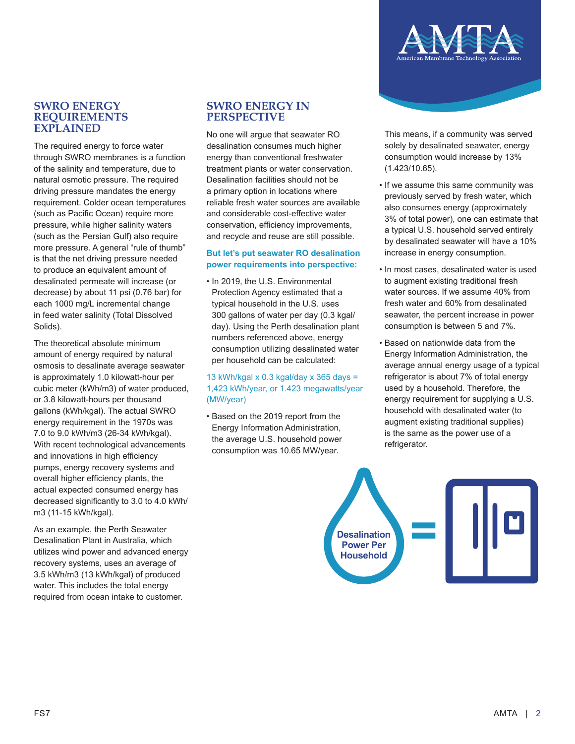## SWRO ENERGY REQUIREMENTS EXPLAINED

The required energy to force water through SWRO membranes is a function of the salinity and temperature, due to natural osmotic pressure. The required driving pressure mandates the energy requirement. Colder ocean temperatures (such as Pacific Ocean) require more pressure, while higher salinity waters (such as the Persian Gulf) also require more pressure. A general "rule of thumb" is that the net driving pressure needed to produce an equivalent amount of desalinated permeate will increase (or decrease) by about 11 psi (0.76 bar) for each 1000 mg/L incremental change in feed water salinity (Total Dissolved Solids).

The theoretical absolute minimum amount of energy required by natural osmosis to desalinate average seawater is approximately 1.0 kilowatt-hour per cubic meter (kWh/m3) of water produced, or 3.8 kilowatt-hours per thousand gallons (kWh/kgal). The actual SWRO energy requirement in the 1970s was 7.0 to 9.0 kWh/m3 (26-34 kWh/kgal). With recent technological advancements and innovations in high efficiency pumps, energy recovery systems and overall higher efficiency plants, the actual expected consumed energy has decreased significantly to 3.0 to 4.0 kWh/m3 (11-15 kWh/kgal).

As an example, the Perth Seawater Desalination Plant in Australia, which utilizes wind power and advanced energy recovery systems, uses an average of 3.5 kWh/m3 (13 kWh/kgal) of produced water. This includes the total energy required from ocean intake to customer.

## SWRO ENERGY IN PERSPECTIVE

No one will argue that seawater RO desalination consumes much higher energy than conventional freshwater treatment plants or water conservation. Desalination facilities should not be a primary option in locations where reliable fresh water sources are available and considerable cost-effective water conservation, efficiency improvements, and recycle and reuse are still possible.

**But let's put seawater RO desalination power requirements into perspective:**

- In 2019, the U.S. Environmental Protection Agency estimated that a typical household in the U.S. uses 300 gallons of water per day (0.3 kgal/day). Using the Perth desalination plant numbers referenced above, energy consumption utilizing desalinated water per household can be calculated:

13 kWh/kgal x 0.3 kgal/day x 365 days = 1,423 kWh/year, or 1.423 megawatts/year (MW/year)

- Based on the 2019 report from the Energy Information Administration, the average U.S. household power consumption was 10.65 MW/year.

This means, if a community was served solely by desalinated seawater, energy consumption would increase by 13% (1.423/10.65).

- If we assume this same community was previously served by fresh water, which also consumes energy (approximately 3% of total power), one can estimate that a typical U.S. household served entirely by desalinated seawater will have a 10% increase in energy consumption.
- In most cases, desalinated water is used to augment existing traditional fresh water sources. If we assume 40% from fresh water and 60% from desalinated seawater, the percent increase in power consumption is between 5 and 7%.
- Based on nationwide data from the Energy Information Administration, the average annual energy usage of a typical refrigerator is about 7% of total energy used by a household. Therefore, the energy requirement for supplying a U.S. household with desalinated water (to augment existing traditional supplies) is the same as the power use of a refrigerator.

Desalination Power Per Household = [refrigerator]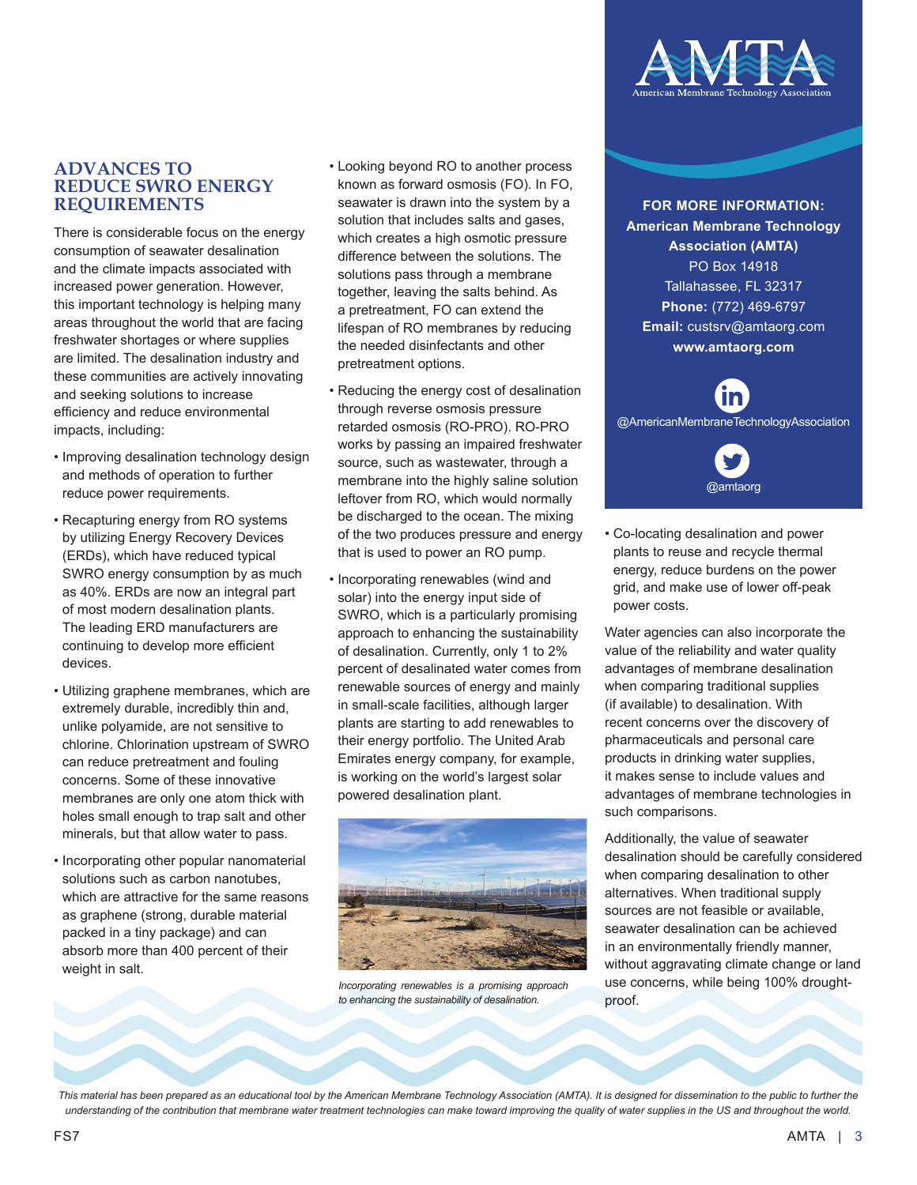## ADVANCES TO REDUCE SWRO ENERGY REQUIREMENTS

There is considerable focus on the energy consumption of seawater desalination and the climate impacts associated with increased power generation. However, this important technology is helping many areas throughout the world that are facing freshwater shortages or where supplies are limited. The desalination industry and these communities are actively innovating and seeking solutions to increase efficiency and reduce environmental impacts, including:

- Improving desalination technology design and methods of operation to further reduce power requirements.
- Recapturing energy from RO systems by utilizing Energy Recovery Devices (ERDs), which have reduced typical SWRO energy consumption by as much as 40%. ERDs are now an integral part of most modern desalination plants. The leading ERD manufacturers are continuing to develop more efficient devices.
- Utilizing graphene membranes, which are extremely durable, incredibly thin and, unlike polyamide, are not sensitive to chlorine. Chlorination upstream of SWRO can reduce pretreatment and fouling concerns. Some of these innovative membranes are only one atom thick with holes small enough to trap salt and other minerals, but that allow water to pass.
- Incorporating other popular nanomaterial solutions such as carbon nanotubes, which are attractive for the same reasons as graphene (strong, durable material packed in a tiny package) and can absorb more than 400 percent of their weight in salt.
- Looking beyond RO to another process known as forward osmosis (FO). In FO, seawater is drawn into the system by a solution that includes salts and gases, which creates a high osmotic pressure difference between the solutions. The solutions pass through a membrane together, leaving the salts behind. As a pretreatment, FO can extend the lifespan of RO membranes by reducing the needed disinfectants and other pretreatment options.
- Reducing the energy cost of desalination through reverse osmosis pressure retarded osmosis (RO-PRO). RO-PRO works by passing an impaired freshwater source, such as wastewater, through a membrane into the highly saline solution leftover from RO, which would normally be discharged to the ocean. The mixing of the two produces pressure and energy that is used to power an RO pump.
- Incorporating renewables (wind and solar) into the energy input side of SWRO, which is a particularly promising approach to enhancing the sustainability of desalination. Currently, only 1 to 2% percent of desalinated water comes from renewable sources of energy and mainly in small-scale facilities, although larger plants are starting to add renewables to their energy portfolio. The United Arab Emirates energy company, for example, is working on the world's largest solar powered desalination plant.

*Incorporating renewables is a promising approach to enhancing the sustainability of desalination.*

- Co-locating desalination and power plants to reuse and recycle thermal energy, reduce burdens on the power grid, and make use of lower off-peak power costs.

Water agencies can also incorporate the value of the reliability and water quality advantages of membrane desalination when comparing traditional supplies (if available) to desalination. With recent concerns over the discovery of pharmaceuticals and personal care products in drinking water supplies, it makes sense to include values and advantages of membrane technologies in such comparisons.

Additionally, the value of seawater desalination should be carefully considered when comparing desalination to other alternatives. When traditional supply sources are not feasible or available, seawater desalination can be achieved in an environmentally friendly manner, without aggravating climate change or land use concerns, while being 100% drought-proof.

AMTA
American Membrane Technology Association

**FOR MORE INFORMATION:**
**American Membrane Technology Association (AMTA)**
PO Box 14918
Tallahassee, FL 32317
**Phone:** (772) 469-6797
**Email:** custsrv@amtaorg.com
**www.amtaorg.com**

@AmericanMembraneTechnologyAssociation

@amtaorg

*This material has been prepared as an educational tool by the American Membrane Technology Association (AMTA). It is designed for dissemination to the public to further the understanding of the contribution that membrane water treatment technologies can make toward improving the quality of water supplies in the US and throughout the world.*

FS7